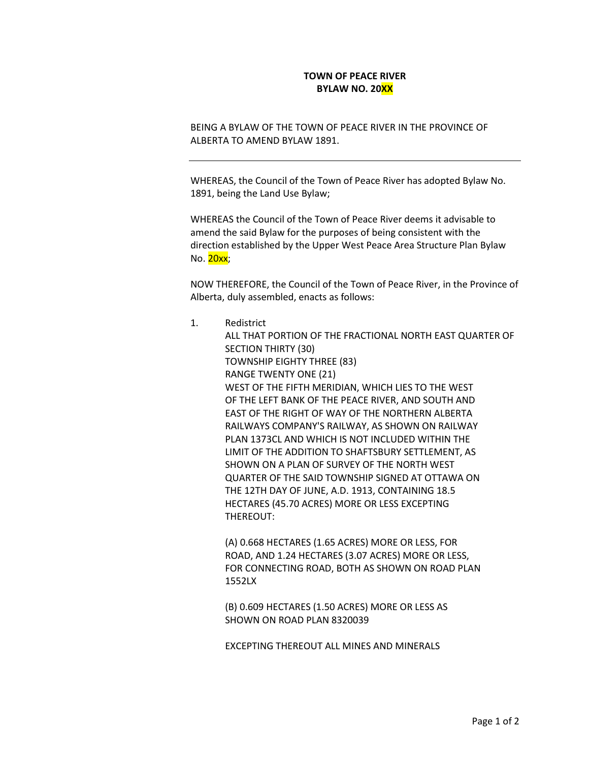**TOWN OF PEACE RIVER**
**BYLAW NO. 20XX**

BEING A BYLAW OF THE TOWN OF PEACE RIVER IN THE PROVINCE OF ALBERTA TO AMEND BYLAW 1891.

---

WHEREAS, the Council of the Town of Peace River has adopted Bylaw No. 1891, being the Land Use Bylaw;

WHEREAS the Council of the Town of Peace River deems it advisable to amend the said Bylaw for the purposes of being consistent with the direction established by the Upper West Peace Area Structure Plan Bylaw No. 20xx;

NOW THEREFORE, the Council of the Town of Peace River, in the Province of Alberta, duly assembled, enacts as follows:

1. Redistrict
   ALL THAT PORTION OF THE FRACTIONAL NORTH EAST QUARTER OF SECTION THIRTY (30)
   TOWNSHIP EIGHTY THREE (83)
   RANGE TWENTY ONE (21)
   WEST OF THE FIFTH MERIDIAN, WHICH LIES TO THE WEST OF THE LEFT BANK OF THE PEACE RIVER, AND SOUTH AND EAST OF THE RIGHT OF WAY OF THE NORTHERN ALBERTA RAILWAYS COMPANY'S RAILWAY, AS SHOWN ON RAILWAY PLAN 1373CL AND WHICH IS NOT INCLUDED WITHIN THE LIMIT OF THE ADDITION TO SHAFTSBURY SETTLEMENT, AS SHOWN ON A PLAN OF SURVEY OF THE NORTH WEST QUARTER OF THE SAID TOWNSHIP SIGNED AT OTTAWA ON THE 12TH DAY OF JUNE, A.D. 1913, CONTAINING 18.5 HECTARES (45.70 ACRES) MORE OR LESS EXCEPTING THEREOUT:

   (A) 0.668 HECTARES (1.65 ACRES) MORE OR LESS, FOR ROAD, AND 1.24 HECTARES (3.07 ACRES) MORE OR LESS, FOR CONNECTING ROAD, BOTH AS SHOWN ON ROAD PLAN 1552LX

   (B) 0.609 HECTARES (1.50 ACRES) MORE OR LESS AS SHOWN ON ROAD PLAN 8320039

   EXCEPTING THEREOUT ALL MINES AND MINERALS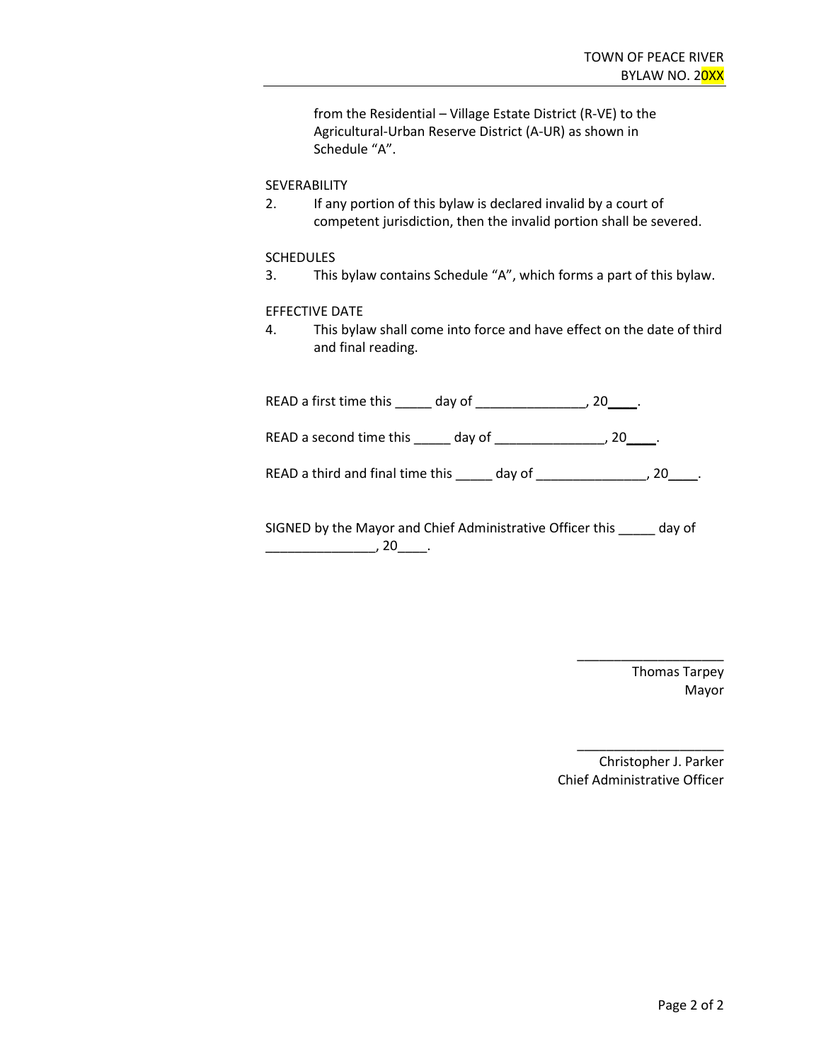from the Residential – Village Estate District (R-VE) to the Agricultural-Urban Reserve District (A-UR) as shown in Schedule "A".

SEVERABILITY

2. If any portion of this bylaw is declared invalid by a court of competent jurisdiction, then the invalid portion shall be severed.

SCHEDULES

3. This bylaw contains Schedule "A", which forms a part of this bylaw.

EFFECTIVE DATE

4. This bylaw shall come into force and have effect on the date of third and final reading.

READ a first time this _____ day of _______________, 20____.

READ a second time this _____ day of _______________, 20____.

READ a third and final time this _____ day of _______________, 20____.

SIGNED by the Mayor and Chief Administrative Officer this _____ day of _______________, 20____.

____________________
Thomas Tarpey
Mayor

____________________
Christopher J. Parker
Chief Administrative Officer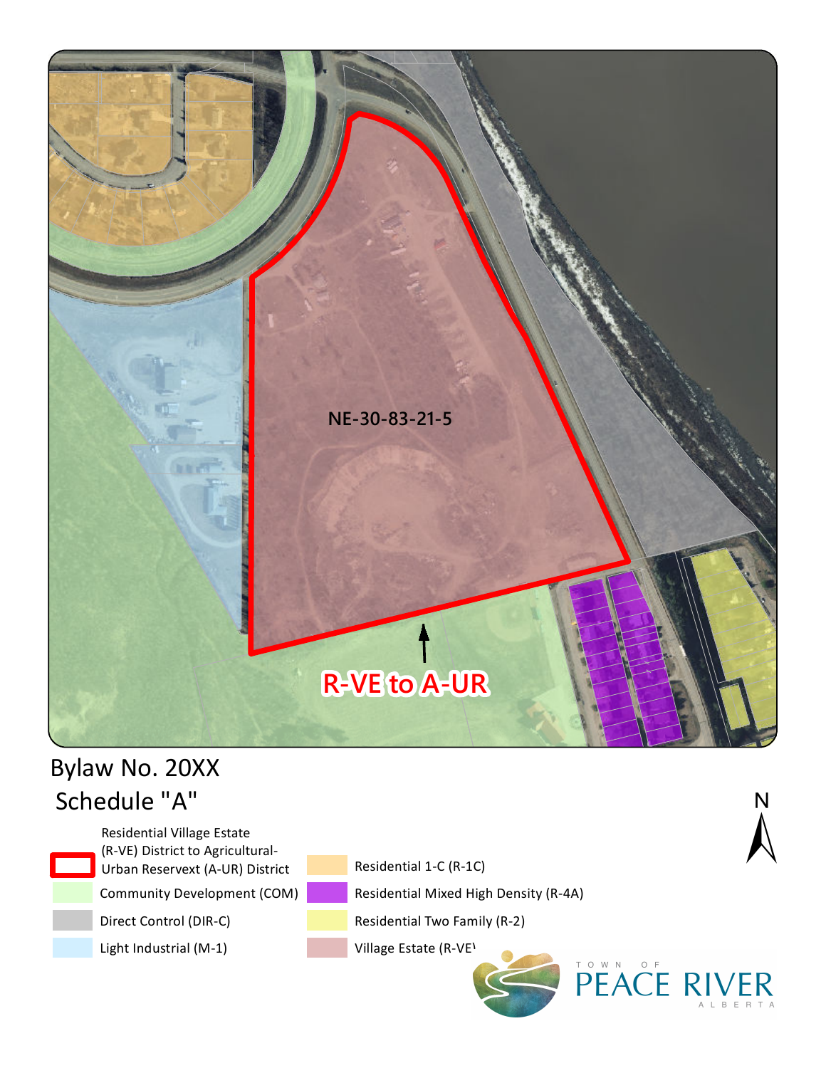NE-30-83-21-5

R-VE to A-UR

Bylaw No. 20XX

Schedule "A"

Residential Village Estate (R-VE) District to Agricultural-Urban Reservext (A-UR) District

Community Development (COM)

Direct Control (DIR-C)

Light Industrial (M-1)

Residential 1-C (R-1C)

Residential Mixed High Density (R-4A)

Residential Two Family (R-2)

Village Estate (R-VE)

N

TOWN OF PEACE RIVER ALBERTA